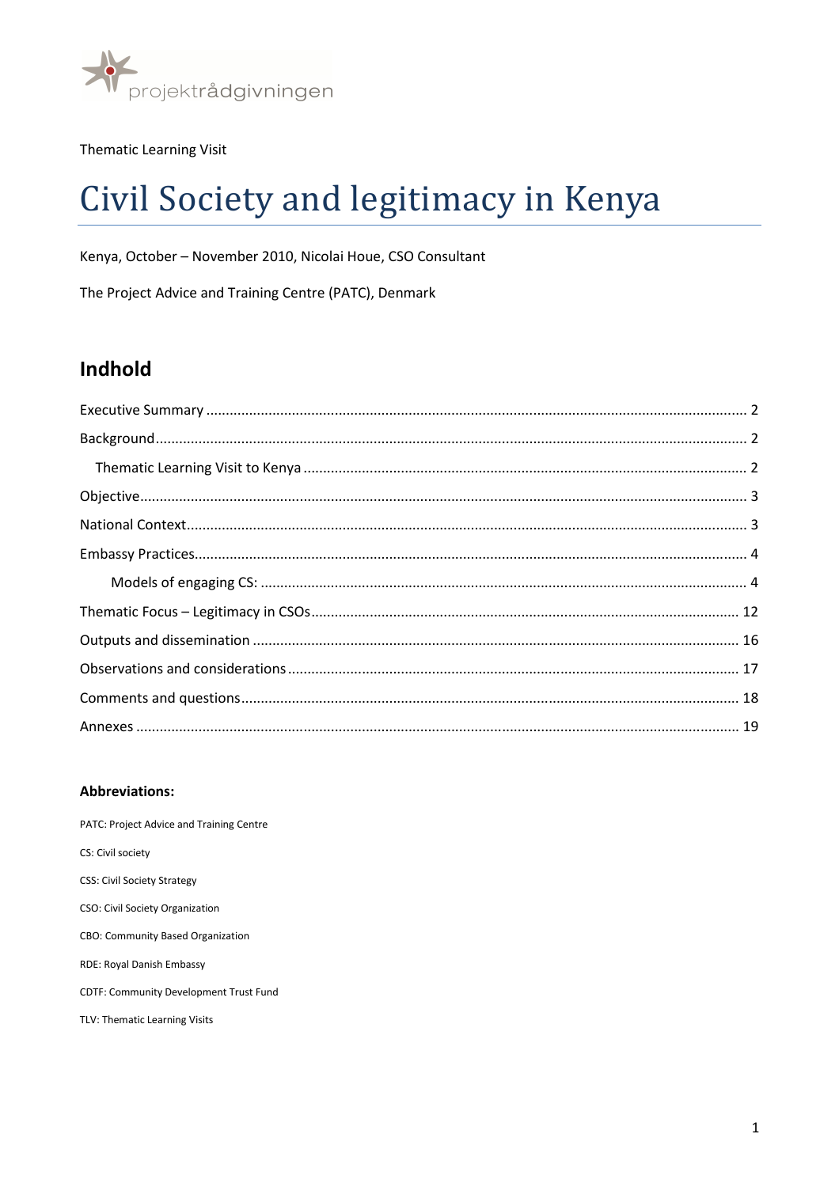projektrådgivningen

Thematic Learning Visit

# Civil Society and legitimacy in Kenya

Kenya, October – November 2010, Nicolai Houe, CSO Consultant

The Project Advice and Training Centre (PATC), Denmark

## Indhold

Executive Summary ........................................................................................................................ 2

Background ..................................................................................................................................... 2

Thematic Learning Visit to Kenya ............................................................................................... 2

Objective ......................................................................................................................................... 3

National Context ............................................................................................................................. 3

Embassy Practices ........................................................................................................................... 4

Models of engaging CS: .............................................................................................................. 4

Thematic Focus – Legitimacy in CSOs ........................................................................................... 12

Outputs and dissemination ............................................................................................................ 16

Observations and considerations ................................................................................................... 17

Comments and questions ............................................................................................................... 18

Annexes .......................................................................................................................................... 19

**Abbreviations:**

PATC: Project Advice and Training Centre

CS: Civil society

CSS: Civil Society Strategy

CSO: Civil Society Organization

CBO: Community Based Organization

RDE: Royal Danish Embassy

CDTF: Community Development Trust Fund

TLV: Thematic Learning Visits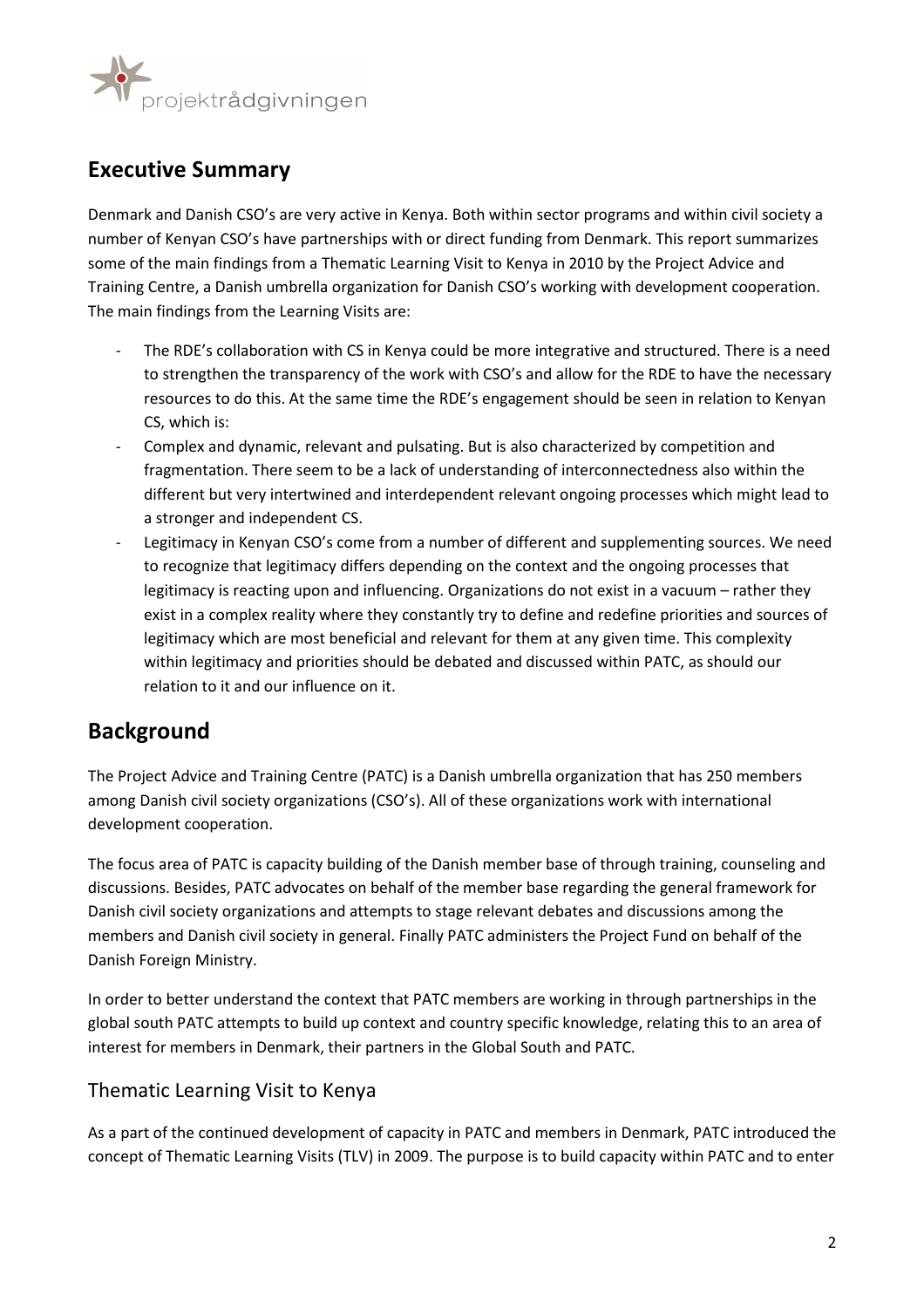## Executive Summary

Denmark and Danish CSO's are very active in Kenya. Both within sector programs and within civil society a number of Kenyan CSO's have partnerships with or direct funding from Denmark. This report summarizes some of the main findings from a Thematic Learning Visit to Kenya in 2010 by the Project Advice and Training Centre, a Danish umbrella organization for Danish CSO's working with development cooperation. The main findings from the Learning Visits are:

- The RDE's collaboration with CS in Kenya could be more integrative and structured. There is a need to strengthen the transparency of the work with CSO's and allow for the RDE to have the necessary resources to do this. At the same time the RDE's engagement should be seen in relation to Kenyan CS, which is:
- Complex and dynamic, relevant and pulsating. But is also characterized by competition and fragmentation. There seem to be a lack of understanding of interconnectedness also within the different but very intertwined and interdependent relevant ongoing processes which might lead to a stronger and independent CS.
- Legitimacy in Kenyan CSO's come from a number of different and supplementing sources. We need to recognize that legitimacy differs depending on the context and the ongoing processes that legitimacy is reacting upon and influencing. Organizations do not exist in a vacuum – rather they exist in a complex reality where they constantly try to define and redefine priorities and sources of legitimacy which are most beneficial and relevant for them at any given time. This complexity within legitimacy and priorities should be debated and discussed within PATC, as should our relation to it and our influence on it.

## Background

The Project Advice and Training Centre (PATC) is a Danish umbrella organization that has 250 members among Danish civil society organizations (CSO's). All of these organizations work with international development cooperation.

The focus area of PATC is capacity building of the Danish member base of through training, counseling and discussions. Besides, PATC advocates on behalf of the member base regarding the general framework for Danish civil society organizations and attempts to stage relevant debates and discussions among the members and Danish civil society in general. Finally PATC administers the Project Fund on behalf of the Danish Foreign Ministry.

In order to better understand the context that PATC members are working in through partnerships in the global south PATC attempts to build up context and country specific knowledge, relating this to an area of interest for members in Denmark, their partners in the Global South and PATC.

### Thematic Learning Visit to Kenya

As a part of the continued development of capacity in PATC and members in Denmark, PATC introduced the concept of Thematic Learning Visits (TLV) in 2009. The purpose is to build capacity within PATC and to enter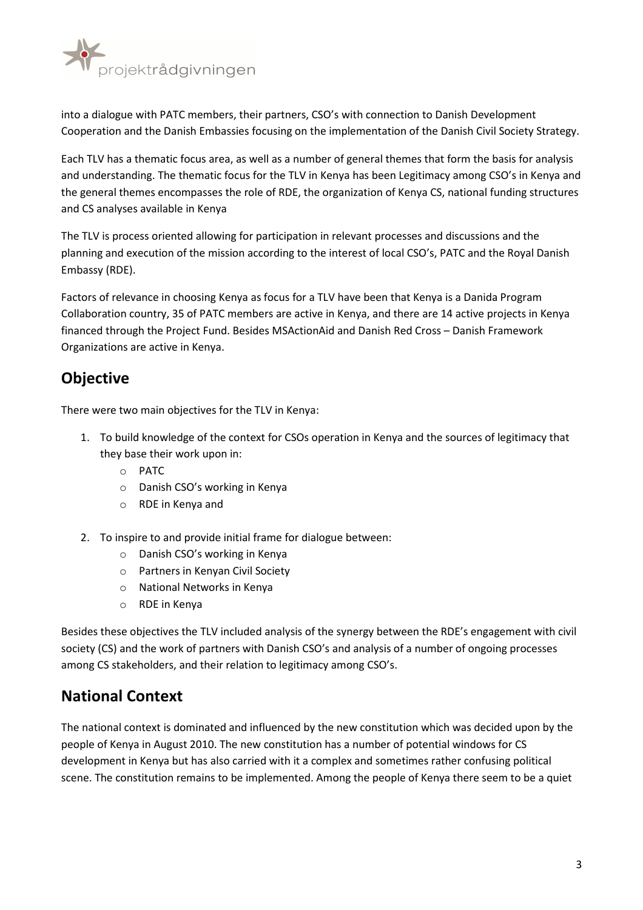into a dialogue with PATC members, their partners, CSO's with connection to Danish Development Cooperation and the Danish Embassies focusing on the implementation of the Danish Civil Society Strategy.

Each TLV has a thematic focus area, as well as a number of general themes that form the basis for analysis and understanding. The thematic focus for the TLV in Kenya has been Legitimacy among CSO's in Kenya and the general themes encompasses the role of RDE, the organization of Kenya CS, national funding structures and CS analyses available in Kenya

The TLV is process oriented allowing for participation in relevant processes and discussions and the planning and execution of the mission according to the interest of local CSO's, PATC and the Royal Danish Embassy (RDE).

Factors of relevance in choosing Kenya as focus for a TLV have been that Kenya is a Danida Program Collaboration country, 35 of PATC members are active in Kenya, and there are 14 active projects in Kenya financed through the Project Fund. Besides MSActionAid and Danish Red Cross – Danish Framework Organizations are active in Kenya.

## Objective

There were two main objectives for the TLV in Kenya:

1. To build knowledge of the context for CSOs operation in Kenya and the sources of legitimacy that they base their work upon in:
   - PATC
   - Danish CSO's working in Kenya
   - RDE in Kenya and
2. To inspire to and provide initial frame for dialogue between:
   - Danish CSO's working in Kenya
   - Partners in Kenyan Civil Society
   - National Networks in Kenya
   - RDE in Kenya

Besides these objectives the TLV included analysis of the synergy between the RDE's engagement with civil society (CS) and the work of partners with Danish CSO's and analysis of a number of ongoing processes among CS stakeholders, and their relation to legitimacy among CSO's.

## National Context

The national context is dominated and influenced by the new constitution which was decided upon by the people of Kenya in August 2010. The new constitution has a number of potential windows for CS development in Kenya but has also carried with it a complex and sometimes rather confusing political scene. The constitution remains to be implemented. Among the people of Kenya there seem to be a quiet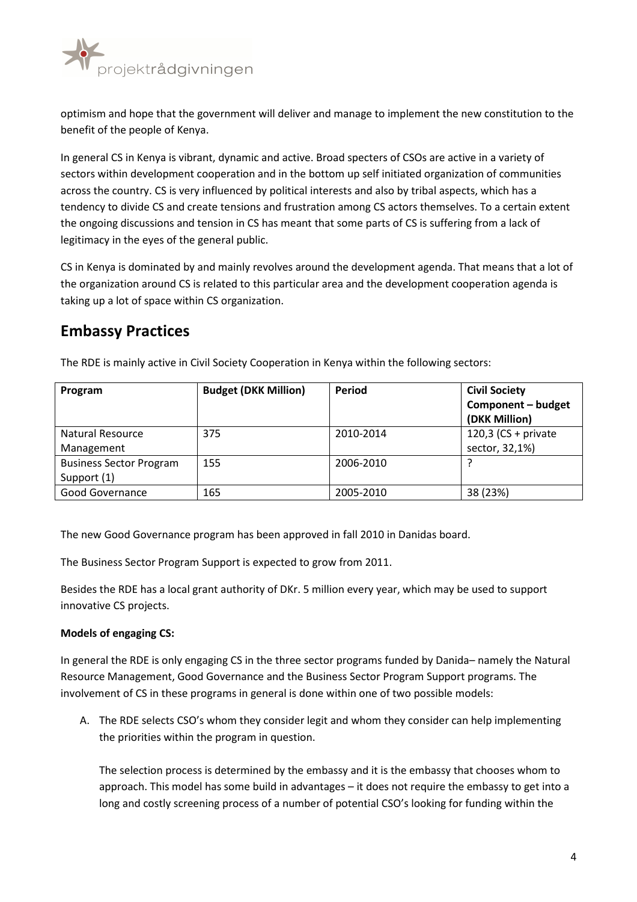optimism and hope that the government will deliver and manage to implement the new constitution to the benefit of the people of Kenya.

In general CS in Kenya is vibrant, dynamic and active. Broad specters of CSOs are active in a variety of sectors within development cooperation and in the bottom up self initiated organization of communities across the country. CS is very influenced by political interests and also by tribal aspects, which has a tendency to divide CS and create tensions and frustration among CS actors themselves. To a certain extent the ongoing discussions and tension in CS has meant that some parts of CS is suffering from a lack of legitimacy in the eyes of the general public.

CS in Kenya is dominated by and mainly revolves around the development agenda. That means that a lot of the organization around CS is related to this particular area and the development cooperation agenda is taking up a lot of space within CS organization.

## Embassy Practices

The RDE is mainly active in Civil Society Cooperation in Kenya within the following sectors:

| Program | Budget (DKK Million) | Period | Civil Society Component – budget (DKK Million) |
|---|---|---|---|
| Natural Resource Management | 375 | 2010-2014 | 120,3 (CS + private sector, 32,1%) |
| Business Sector Program Support (1) | 155 | 2006-2010 | ? |
| Good Governance | 165 | 2005-2010 | 38 (23%) |

The new Good Governance program has been approved in fall 2010 in Danidas board.

The Business Sector Program Support is expected to grow from 2011.

Besides the RDE has a local grant authority of DKr. 5 million every year, which may be used to support innovative CS projects.

**Models of engaging CS:**

In general the RDE is only engaging CS in the three sector programs funded by Danida– namely the Natural Resource Management, Good Governance and the Business Sector Program Support programs. The involvement of CS in these programs in general is done within one of two possible models:

A. The RDE selects CSO's whom they consider legit and whom they consider can help implementing the priorities within the program in question.

   The selection process is determined by the embassy and it is the embassy that chooses whom to approach. This model has some build in advantages – it does not require the embassy to get into a long and costly screening process of a number of potential CSO's looking for funding within the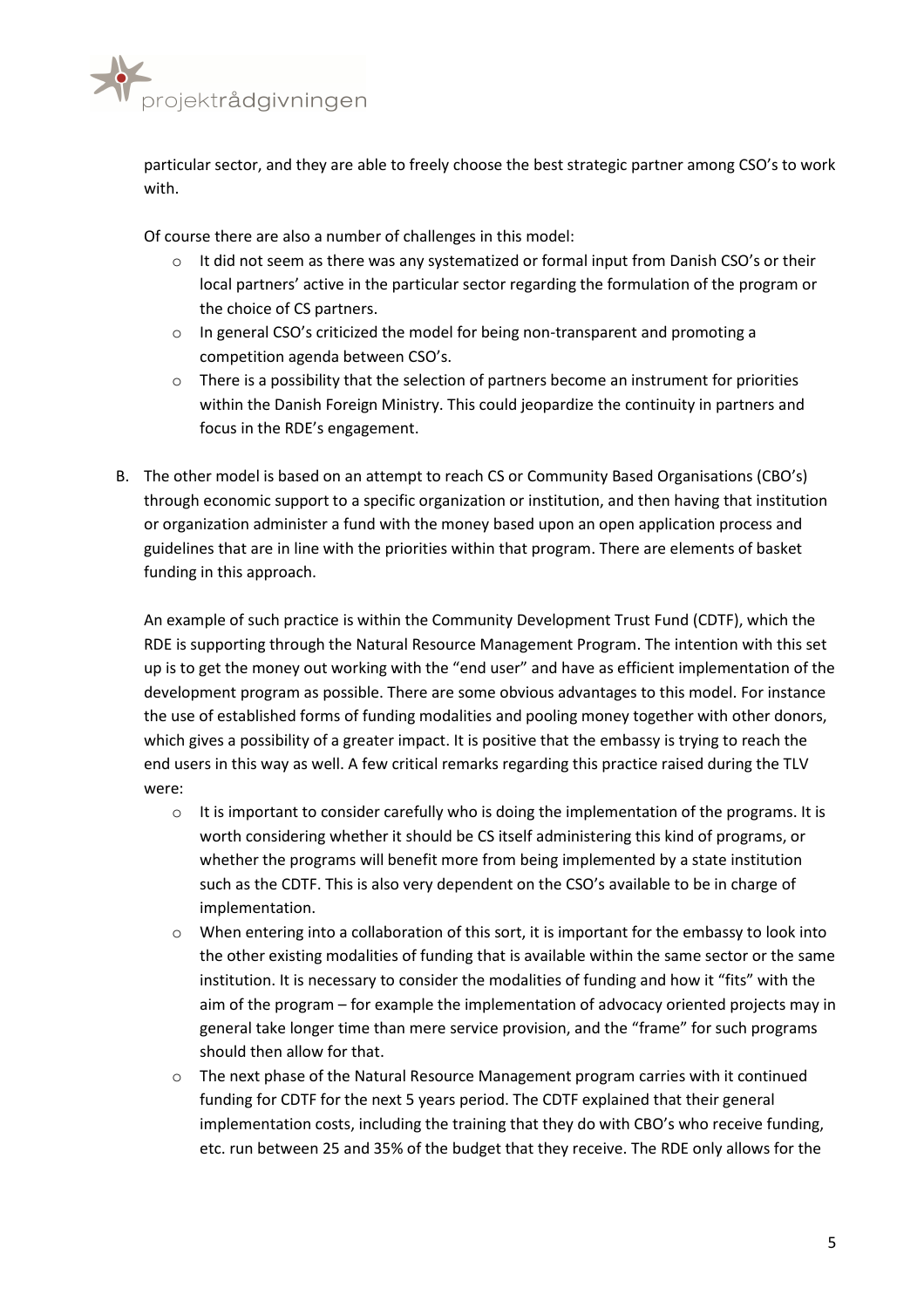particular sector, and they are able to freely choose the best strategic partner among CSO's to work with.

Of course there are also a number of challenges in this model:

- It did not seem as there was any systematized or formal input from Danish CSO's or their local partners' active in the particular sector regarding the formulation of the program or the choice of CS partners.
- In general CSO's criticized the model for being non-transparent and promoting a competition agenda between CSO's.
- There is a possibility that the selection of partners become an instrument for priorities within the Danish Foreign Ministry. This could jeopardize the continuity in partners and focus in the RDE's engagement.

B. The other model is based on an attempt to reach CS or Community Based Organisations (CBO's) through economic support to a specific organization or institution, and then having that institution or organization administer a fund with the money based upon an open application process and guidelines that are in line with the priorities within that program. There are elements of basket funding in this approach.

An example of such practice is within the Community Development Trust Fund (CDTF), which the RDE is supporting through the Natural Resource Management Program. The intention with this set up is to get the money out working with the "end user" and have as efficient implementation of the development program as possible. There are some obvious advantages to this model. For instance the use of established forms of funding modalities and pooling money together with other donors, which gives a possibility of a greater impact. It is positive that the embassy is trying to reach the end users in this way as well. A few critical remarks regarding this practice raised during the TLV were:

- It is important to consider carefully who is doing the implementation of the programs. It is worth considering whether it should be CS itself administering this kind of programs, or whether the programs will benefit more from being implemented by a state institution such as the CDTF. This is also very dependent on the CSO's available to be in charge of implementation.
- When entering into a collaboration of this sort, it is important for the embassy to look into the other existing modalities of funding that is available within the same sector or the same institution. It is necessary to consider the modalities of funding and how it "fits" with the aim of the program – for example the implementation of advocacy oriented projects may in general take longer time than mere service provision, and the "frame" for such programs should then allow for that.
- The next phase of the Natural Resource Management program carries with it continued funding for CDTF for the next 5 years period. The CDTF explained that their general implementation costs, including the training that they do with CBO's who receive funding, etc. run between 25 and 35% of the budget that they receive. The RDE only allows for the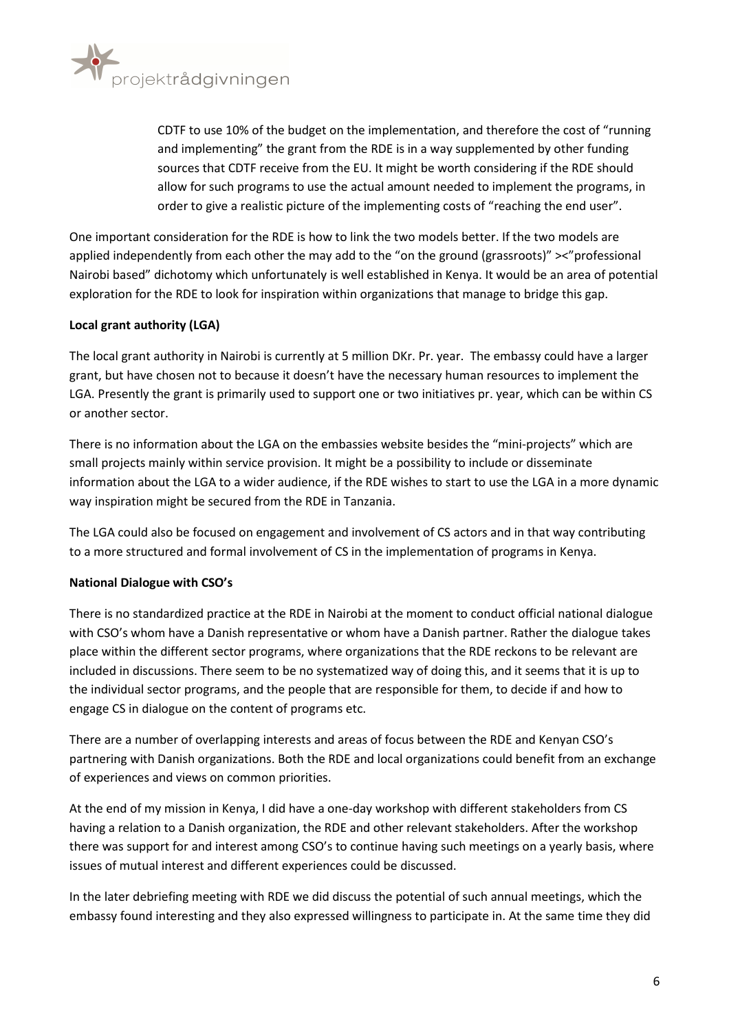CDTF to use 10% of the budget on the implementation, and therefore the cost of "running and implementing" the grant from the RDE is in a way supplemented by other funding sources that CDTF receive from the EU. It might be worth considering if the RDE should allow for such programs to use the actual amount needed to implement the programs, in order to give a realistic picture of the implementing costs of "reaching the end user".

One important consideration for the RDE is how to link the two models better. If the two models are applied independently from each other the may add to the "on the ground (grassroots)" ><"professional Nairobi based" dichotomy which unfortunately is well established in Kenya. It would be an area of potential exploration for the RDE to look for inspiration within organizations that manage to bridge this gap.

**Local grant authority (LGA)**

The local grant authority in Nairobi is currently at 5 million DKr. Pr. year. The embassy could have a larger grant, but have chosen not to because it doesn't have the necessary human resources to implement the LGA. Presently the grant is primarily used to support one or two initiatives pr. year, which can be within CS or another sector.

There is no information about the LGA on the embassies website besides the "mini-projects" which are small projects mainly within service provision. It might be a possibility to include or disseminate information about the LGA to a wider audience, if the RDE wishes to start to use the LGA in a more dynamic way inspiration might be secured from the RDE in Tanzania.

The LGA could also be focused on engagement and involvement of CS actors and in that way contributing to a more structured and formal involvement of CS in the implementation of programs in Kenya.

**National Dialogue with CSO's**

There is no standardized practice at the RDE in Nairobi at the moment to conduct official national dialogue with CSO's whom have a Danish representative or whom have a Danish partner. Rather the dialogue takes place within the different sector programs, where organizations that the RDE reckons to be relevant are included in discussions. There seem to be no systematized way of doing this, and it seems that it is up to the individual sector programs, and the people that are responsible for them, to decide if and how to engage CS in dialogue on the content of programs etc.

There are a number of overlapping interests and areas of focus between the RDE and Kenyan CSO's partnering with Danish organizations. Both the RDE and local organizations could benefit from an exchange of experiences and views on common priorities.

At the end of my mission in Kenya, I did have a one-day workshop with different stakeholders from CS having a relation to a Danish organization, the RDE and other relevant stakeholders. After the workshop there was support for and interest among CSO's to continue having such meetings on a yearly basis, where issues of mutual interest and different experiences could be discussed.

In the later debriefing meeting with RDE we did discuss the potential of such annual meetings, which the embassy found interesting and they also expressed willingness to participate in. At the same time they did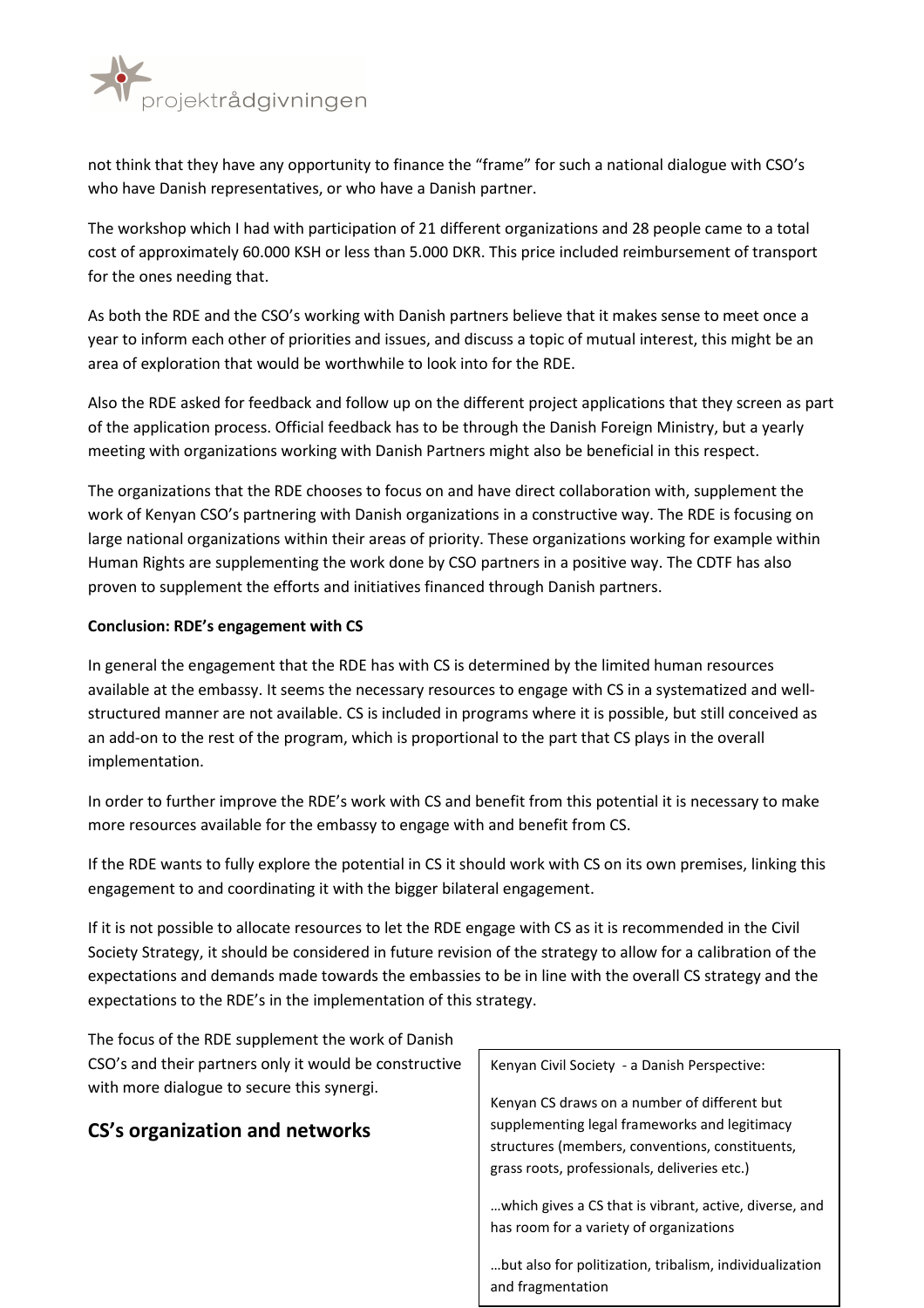not think that they have any opportunity to finance the "frame" for such a national dialogue with CSO's who have Danish representatives, or who have a Danish partner.

The workshop which I had with participation of 21 different organizations and 28 people came to a total cost of approximately 60.000 KSH or less than 5.000 DKR. This price included reimbursement of transport for the ones needing that.

As both the RDE and the CSO's working with Danish partners believe that it makes sense to meet once a year to inform each other of priorities and issues, and discuss a topic of mutual interest, this might be an area of exploration that would be worthwhile to look into for the RDE.

Also the RDE asked for feedback and follow up on the different project applications that they screen as part of the application process. Official feedback has to be through the Danish Foreign Ministry, but a yearly meeting with organizations working with Danish Partners might also be beneficial in this respect.

The organizations that the RDE chooses to focus on and have direct collaboration with, supplement the work of Kenyan CSO's partnering with Danish organizations in a constructive way. The RDE is focusing on large national organizations within their areas of priority. These organizations working for example within Human Rights are supplementing the work done by CSO partners in a positive way. The CDTF has also proven to supplement the efforts and initiatives financed through Danish partners.

**Conclusion: RDE's engagement with CS**

In general the engagement that the RDE has with CS is determined by the limited human resources available at the embassy. It seems the necessary resources to engage with CS in a systematized and well-structured manner are not available. CS is included in programs where it is possible, but still conceived as an add-on to the rest of the program, which is proportional to the part that CS plays in the overall implementation.

In order to further improve the RDE's work with CS and benefit from this potential it is necessary to make more resources available for the embassy to engage with and benefit from CS.

If the RDE wants to fully explore the potential in CS it should work with CS on its own premises, linking this engagement to and coordinating it with the bigger bilateral engagement.

If it is not possible to allocate resources to let the RDE engage with CS as it is recommended in the Civil Society Strategy, it should be considered in future revision of the strategy to allow for a calibration of the expectations and demands made towards the embassies to be in line with the overall CS strategy and the expectations to the RDE's in the implementation of this strategy.

The focus of the RDE supplement the work of Danish CSO's and their partners only it would be constructive with more dialogue to secure this synergi.

## CS's organization and networks

Kenyan Civil Society - a Danish Perspective:

Kenyan CS draws on a number of different but supplementing legal frameworks and legitimacy structures (members, conventions, constituents, grass roots, professionals, deliveries etc.)

…which gives a CS that is vibrant, active, diverse, and has room for a variety of organizations

…but also for politization, tribalism, individualization and fragmentation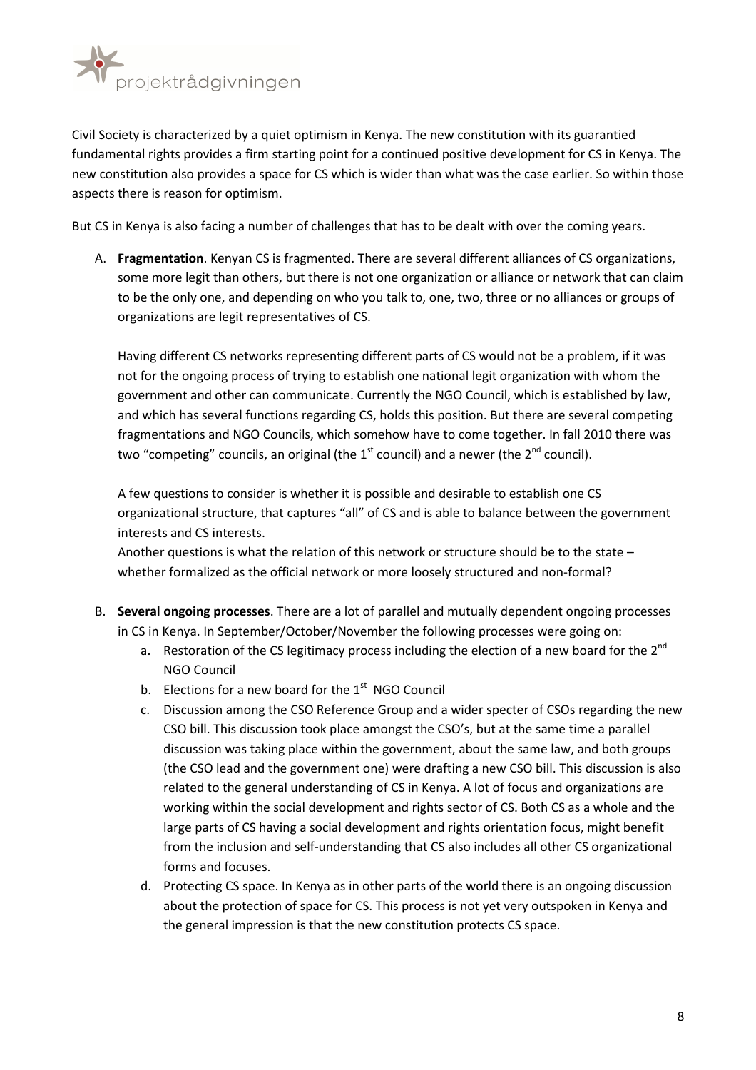Civil Society is characterized by a quiet optimism in Kenya. The new constitution with its guarantied fundamental rights provides a firm starting point for a continued positive development for CS in Kenya. The new constitution also provides a space for CS which is wider than what was the case earlier. So within those aspects there is reason for optimism.

But CS in Kenya is also facing a number of challenges that has to be dealt with over the coming years.

A. **Fragmentation**. Kenyan CS is fragmented. There are several different alliances of CS organizations, some more legit than others, but there is not one organization or alliance or network that can claim to be the only one, and depending on who you talk to, one, two, three or no alliances or groups of organizations are legit representatives of CS.

   Having different CS networks representing different parts of CS would not be a problem, if it was not for the ongoing process of trying to establish one national legit organization with whom the government and other can communicate. Currently the NGO Council, which is established by law, and which has several functions regarding CS, holds this position. But there are several competing fragmentations and NGO Councils, which somehow have to come together. In fall 2010 there was two "competing" councils, an original (the 1st council) and a newer (the 2nd council).

   A few questions to consider is whether it is possible and desirable to establish one CS organizational structure, that captures "all" of CS and is able to balance between the government interests and CS interests.
   Another questions is what the relation of this network or structure should be to the state – whether formalized as the official network or more loosely structured and non-formal?

B. **Several ongoing processes**. There are a lot of parallel and mutually dependent ongoing processes in CS in Kenya. In September/October/November the following processes were going on:
   a. Restoration of the CS legitimacy process including the election of a new board for the 2nd NGO Council
   b. Elections for a new board for the 1st NGO Council
   c. Discussion among the CSO Reference Group and a wider specter of CSOs regarding the new CSO bill. This discussion took place amongst the CSO's, but at the same time a parallel discussion was taking place within the government, about the same law, and both groups (the CSO lead and the government one) were drafting a new CSO bill. This discussion is also related to the general understanding of CS in Kenya. A lot of focus and organizations are working within the social development and rights sector of CS. Both CS as a whole and the large parts of CS having a social development and rights orientation focus, might benefit from the inclusion and self-understanding that CS also includes all other CS organizational forms and focuses.
   d. Protecting CS space. In Kenya as in other parts of the world there is an ongoing discussion about the protection of space for CS. This process is not yet very outspoken in Kenya and the general impression is that the new constitution protects CS space.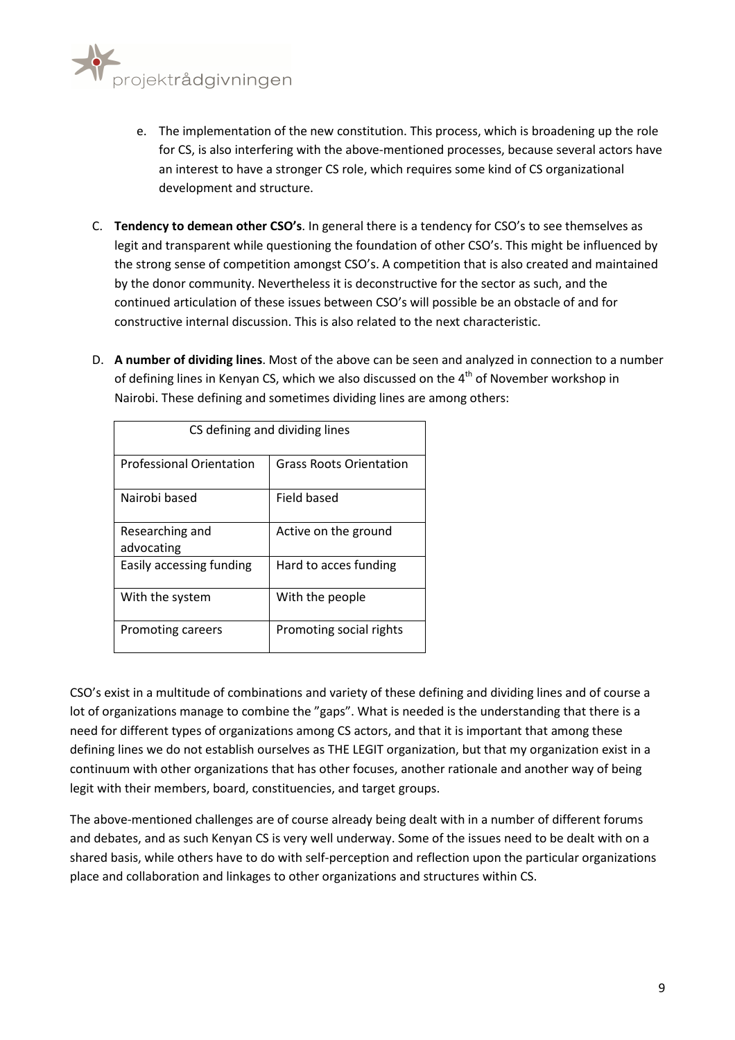e. The implementation of the new constitution. This process, which is broadening up the role for CS, is also interfering with the above-mentioned processes, because several actors have an interest to have a stronger CS role, which requires some kind of CS organizational development and structure.

C. **Tendency to demean other CSO's**. In general there is a tendency for CSO's to see themselves as legit and transparent while questioning the foundation of other CSO's. This might be influenced by the strong sense of competition amongst CSO's. A competition that is also created and maintained by the donor community. Nevertheless it is deconstructive for the sector as such, and the continued articulation of these issues between CSO's will possible be an obstacle of and for constructive internal discussion. This is also related to the next characteristic.

D. **A number of dividing lines**. Most of the above can be seen and analyzed in connection to a number of defining lines in Kenyan CS, which we also discussed on the 4th of November workshop in Nairobi. These defining and sometimes dividing lines are among others:

| CS defining and dividing lines | |
|---|---|
| Professional Orientation | Grass Roots Orientation |
| Nairobi based | Field based |
| Researching and advocating | Active on the ground |
| Easily accessing funding | Hard to acces funding |
| With the system | With the people |
| Promoting careers | Promoting social rights |

CSO's exist in a multitude of combinations and variety of these defining and dividing lines and of course a lot of organizations manage to combine the "gaps". What is needed is the understanding that there is a need for different types of organizations among CS actors, and that it is important that among these defining lines we do not establish ourselves as THE LEGIT organization, but that my organization exist in a continuum with other organizations that has other focuses, another rationale and another way of being legit with their members, board, constituencies, and target groups.

The above-mentioned challenges are of course already being dealt with in a number of different forums and debates, and as such Kenyan CS is very well underway. Some of the issues need to be dealt with on a shared basis, while others have to do with self-perception and reflection upon the particular organizations place and collaboration and linkages to other organizations and structures within CS.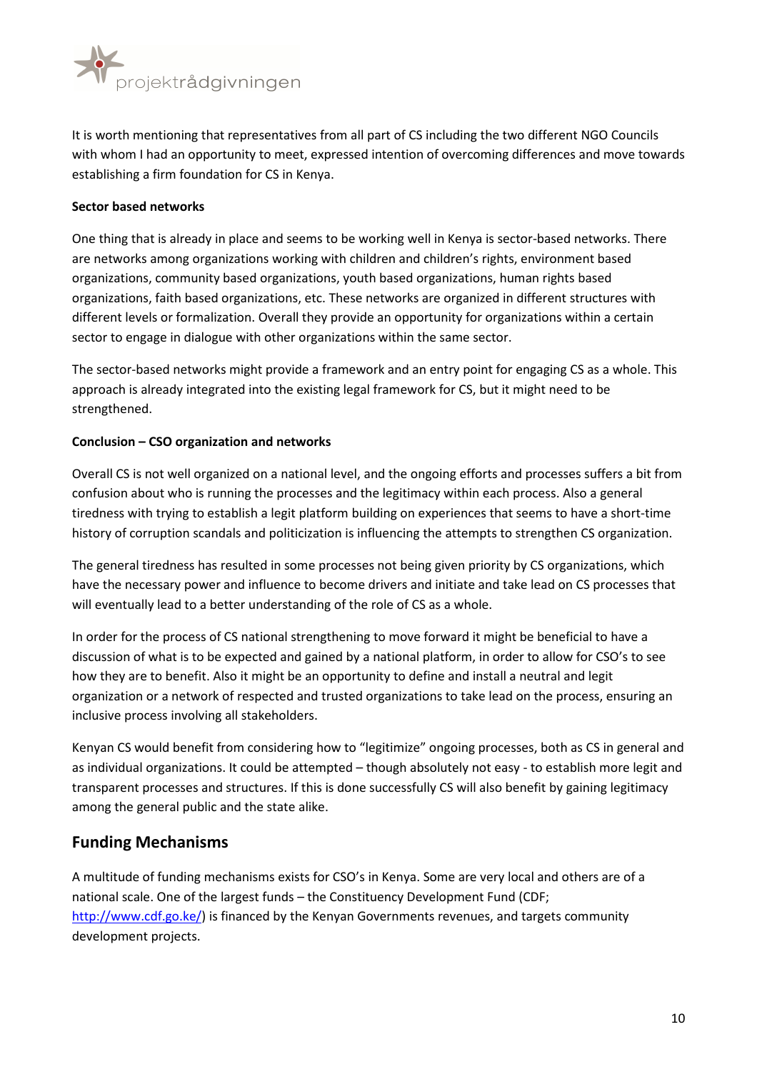It is worth mentioning that representatives from all part of CS including the two different NGO Councils with whom I had an opportunity to meet, expressed intention of overcoming differences and move towards establishing a firm foundation for CS in Kenya.

**Sector based networks**

One thing that is already in place and seems to be working well in Kenya is sector-based networks. There are networks among organizations working with children and children's rights, environment based organizations, community based organizations, youth based organizations, human rights based organizations, faith based organizations, etc. These networks are organized in different structures with different levels or formalization. Overall they provide an opportunity for organizations within a certain sector to engage in dialogue with other organizations within the same sector.

The sector-based networks might provide a framework and an entry point for engaging CS as a whole. This approach is already integrated into the existing legal framework for CS, but it might need to be strengthened.

**Conclusion – CSO organization and networks**

Overall CS is not well organized on a national level, and the ongoing efforts and processes suffers a bit from confusion about who is running the processes and the legitimacy within each process. Also a general tiredness with trying to establish a legit platform building on experiences that seems to have a short-time history of corruption scandals and politicization is influencing the attempts to strengthen CS organization.

The general tiredness has resulted in some processes not being given priority by CS organizations, which have the necessary power and influence to become drivers and initiate and take lead on CS processes that will eventually lead to a better understanding of the role of CS as a whole.

In order for the process of CS national strengthening to move forward it might be beneficial to have a discussion of what is to be expected and gained by a national platform, in order to allow for CSO's to see how they are to benefit. Also it might be an opportunity to define and install a neutral and legit organization or a network of respected and trusted organizations to take lead on the process, ensuring an inclusive process involving all stakeholders.

Kenyan CS would benefit from considering how to "legitimize" ongoing processes, both as CS in general and as individual organizations. It could be attempted – though absolutely not easy - to establish more legit and transparent processes and structures. If this is done successfully CS will also benefit by gaining legitimacy among the general public and the state alike.

## Funding Mechanisms

A multitude of funding mechanisms exists for CSO's in Kenya. Some are very local and others are of a national scale. One of the largest funds – the Constituency Development Fund (CDF; http://www.cdf.go.ke/) is financed by the Kenyan Governments revenues, and targets community development projects.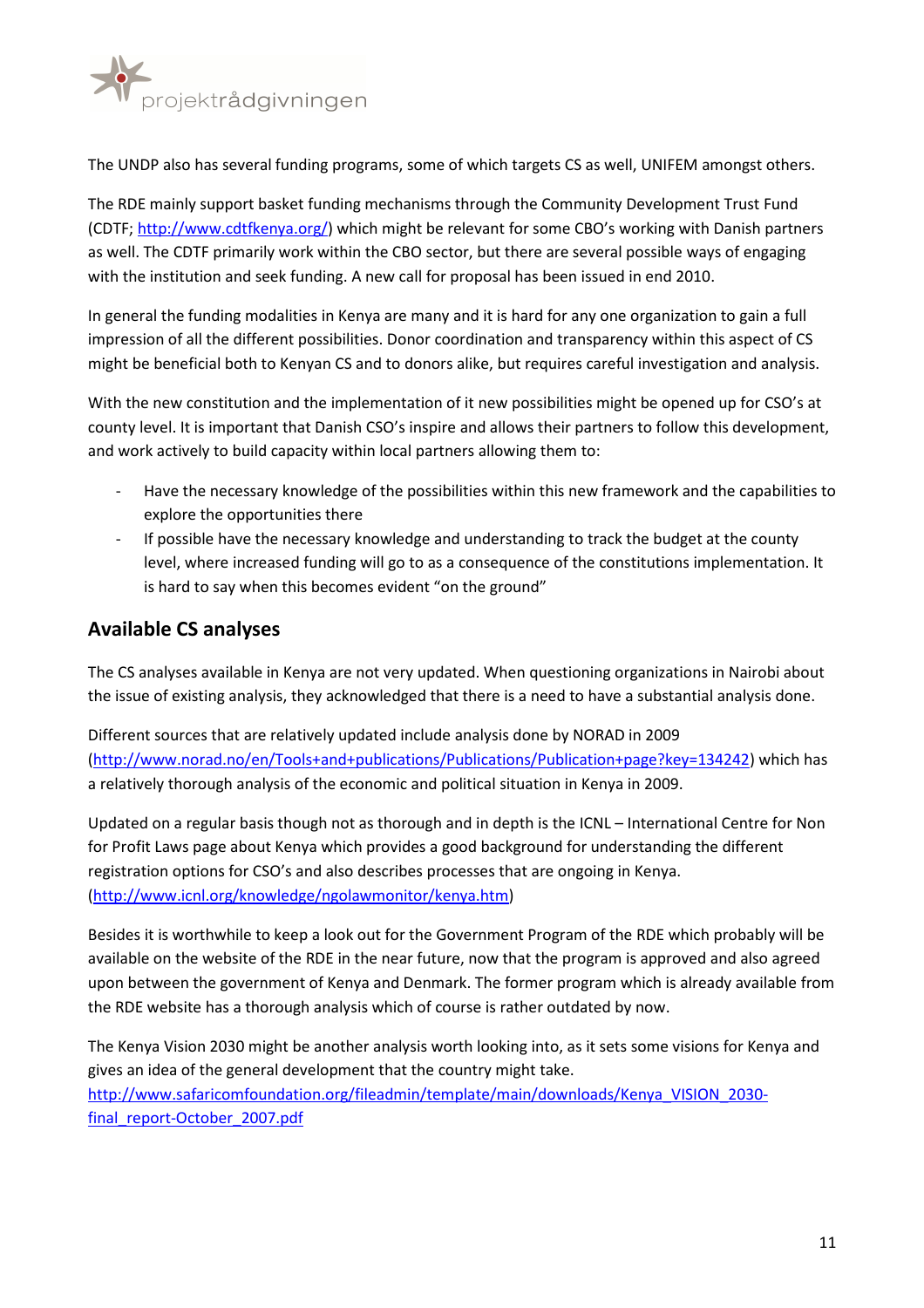The UNDP also has several funding programs, some of which targets CS as well, UNIFEM amongst others.

The RDE mainly support basket funding mechanisms through the Community Development Trust Fund (CDTF; http://www.cdtfkenya.org/) which might be relevant for some CBO's working with Danish partners as well. The CDTF primarily work within the CBO sector, but there are several possible ways of engaging with the institution and seek funding. A new call for proposal has been issued in end 2010.

In general the funding modalities in Kenya are many and it is hard for any one organization to gain a full impression of all the different possibilities. Donor coordination and transparency within this aspect of CS might be beneficial both to Kenyan CS and to donors alike, but requires careful investigation and analysis.

With the new constitution and the implementation of it new possibilities might be opened up for CSO's at county level. It is important that Danish CSO's inspire and allows their partners to follow this development, and work actively to build capacity within local partners allowing them to:

- Have the necessary knowledge of the possibilities within this new framework and the capabilities to explore the opportunities there
- If possible have the necessary knowledge and understanding to track the budget at the county level, where increased funding will go to as a consequence of the constitutions implementation. It is hard to say when this becomes evident "on the ground"

## Available CS analyses

The CS analyses available in Kenya are not very updated. When questioning organizations in Nairobi about the issue of existing analysis, they acknowledged that there is a need to have a substantial analysis done.

Different sources that are relatively updated include analysis done by NORAD in 2009 (http://www.norad.no/en/Tools+and+publications/Publications/Publication+page?key=134242) which has a relatively thorough analysis of the economic and political situation in Kenya in 2009.

Updated on a regular basis though not as thorough and in depth is the ICNL – International Centre for Non for Profit Laws page about Kenya which provides a good background for understanding the different registration options for CSO's and also describes processes that are ongoing in Kenya. (http://www.icnl.org/knowledge/ngolawmonitor/kenya.htm)

Besides it is worthwhile to keep a look out for the Government Program of the RDE which probably will be available on the website of the RDE in the near future, now that the program is approved and also agreed upon between the government of Kenya and Denmark. The former program which is already available from the RDE website has a thorough analysis which of course is rather outdated by now.

The Kenya Vision 2030 might be another analysis worth looking into, as it sets some visions for Kenya and gives an idea of the general development that the country might take.
http://www.safaricomfoundation.org/fileadmin/template/main/downloads/Kenya_VISION_2030-final_report-October_2007.pdf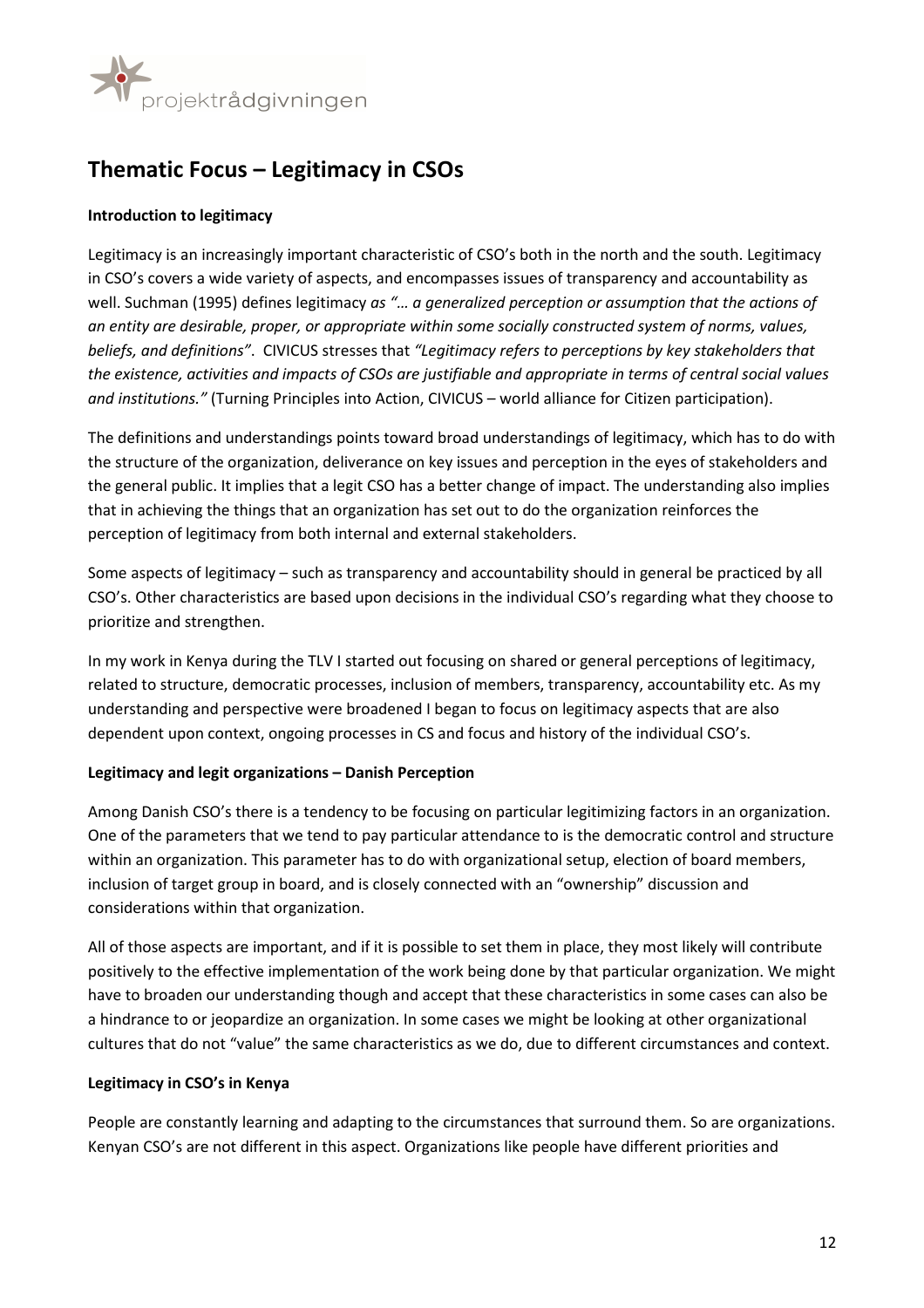## Thematic Focus – Legitimacy in CSOs

**Introduction to legitimacy**

Legitimacy is an increasingly important characteristic of CSO's both in the north and the south. Legitimacy in CSO's covers a wide variety of aspects, and encompasses issues of transparency and accountability as well. Suchman (1995) defines legitimacy *as "… a generalized perception or assumption that the actions of an entity are desirable, proper, or appropriate within some socially constructed system of norms, values, beliefs, and definitions"*. CIVICUS stresses that *"Legitimacy refers to perceptions by key stakeholders that the existence, activities and impacts of CSOs are justifiable and appropriate in terms of central social values and institutions."* (Turning Principles into Action, CIVICUS – world alliance for Citizen participation).

The definitions and understandings points toward broad understandings of legitimacy, which has to do with the structure of the organization, deliverance on key issues and perception in the eyes of stakeholders and the general public. It implies that a legit CSO has a better change of impact. The understanding also implies that in achieving the things that an organization has set out to do the organization reinforces the perception of legitimacy from both internal and external stakeholders.

Some aspects of legitimacy – such as transparency and accountability should in general be practiced by all CSO's. Other characteristics are based upon decisions in the individual CSO's regarding what they choose to prioritize and strengthen.

In my work in Kenya during the TLV I started out focusing on shared or general perceptions of legitimacy, related to structure, democratic processes, inclusion of members, transparency, accountability etc. As my understanding and perspective were broadened I began to focus on legitimacy aspects that are also dependent upon context, ongoing processes in CS and focus and history of the individual CSO's.

**Legitimacy and legit organizations – Danish Perception**

Among Danish CSO's there is a tendency to be focusing on particular legitimizing factors in an organization. One of the parameters that we tend to pay particular attendance to is the democratic control and structure within an organization. This parameter has to do with organizational setup, election of board members, inclusion of target group in board, and is closely connected with an "ownership" discussion and considerations within that organization.

All of those aspects are important, and if it is possible to set them in place, they most likely will contribute positively to the effective implementation of the work being done by that particular organization. We might have to broaden our understanding though and accept that these characteristics in some cases can also be a hindrance to or jeopardize an organization. In some cases we might be looking at other organizational cultures that do not "value" the same characteristics as we do, due to different circumstances and context.

**Legitimacy in CSO's in Kenya**

People are constantly learning and adapting to the circumstances that surround them. So are organizations. Kenyan CSO's are not different in this aspect. Organizations like people have different priorities and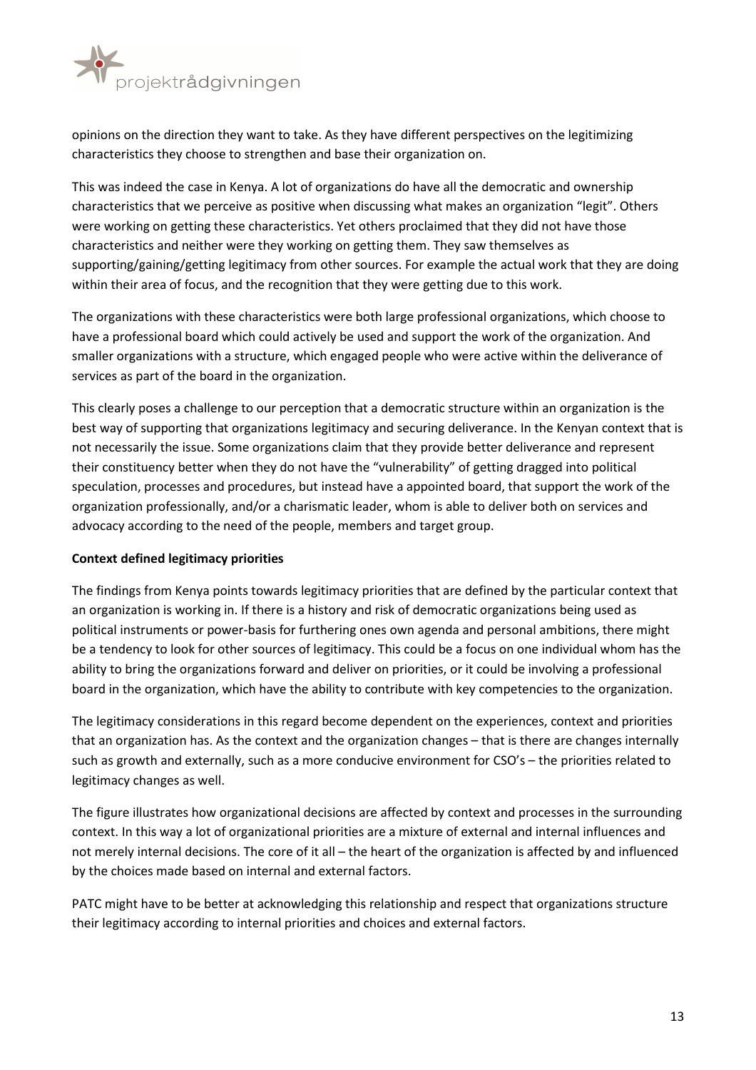opinions on the direction they want to take. As they have different perspectives on the legitimizing characteristics they choose to strengthen and base their organization on.

This was indeed the case in Kenya. A lot of organizations do have all the democratic and ownership characteristics that we perceive as positive when discussing what makes an organization "legit". Others were working on getting these characteristics. Yet others proclaimed that they did not have those characteristics and neither were they working on getting them. They saw themselves as supporting/gaining/getting legitimacy from other sources. For example the actual work that they are doing within their area of focus, and the recognition that they were getting due to this work.

The organizations with these characteristics were both large professional organizations, which choose to have a professional board which could actively be used and support the work of the organization. And smaller organizations with a structure, which engaged people who were active within the deliverance of services as part of the board in the organization.

This clearly poses a challenge to our perception that a democratic structure within an organization is the best way of supporting that organizations legitimacy and securing deliverance. In the Kenyan context that is not necessarily the issue. Some organizations claim that they provide better deliverance and represent their constituency better when they do not have the "vulnerability" of getting dragged into political speculation, processes and procedures, but instead have a appointed board, that support the work of the organization professionally, and/or a charismatic leader, whom is able to deliver both on services and advocacy according to the need of the people, members and target group.

**Context defined legitimacy priorities**

The findings from Kenya points towards legitimacy priorities that are defined by the particular context that an organization is working in. If there is a history and risk of democratic organizations being used as political instruments or power-basis for furthering ones own agenda and personal ambitions, there might be a tendency to look for other sources of legitimacy. This could be a focus on one individual whom has the ability to bring the organizations forward and deliver on priorities, or it could be involving a professional board in the organization, which have the ability to contribute with key competencies to the organization.

The legitimacy considerations in this regard become dependent on the experiences, context and priorities that an organization has. As the context and the organization changes – that is there are changes internally such as growth and externally, such as a more conducive environment for CSO's – the priorities related to legitimacy changes as well.

The figure illustrates how organizational decisions are affected by context and processes in the surrounding context. In this way a lot of organizational priorities are a mixture of external and internal influences and not merely internal decisions. The core of it all – the heart of the organization is affected by and influenced by the choices made based on internal and external factors.

PATC might have to be better at acknowledging this relationship and respect that organizations structure their legitimacy according to internal priorities and choices and external factors.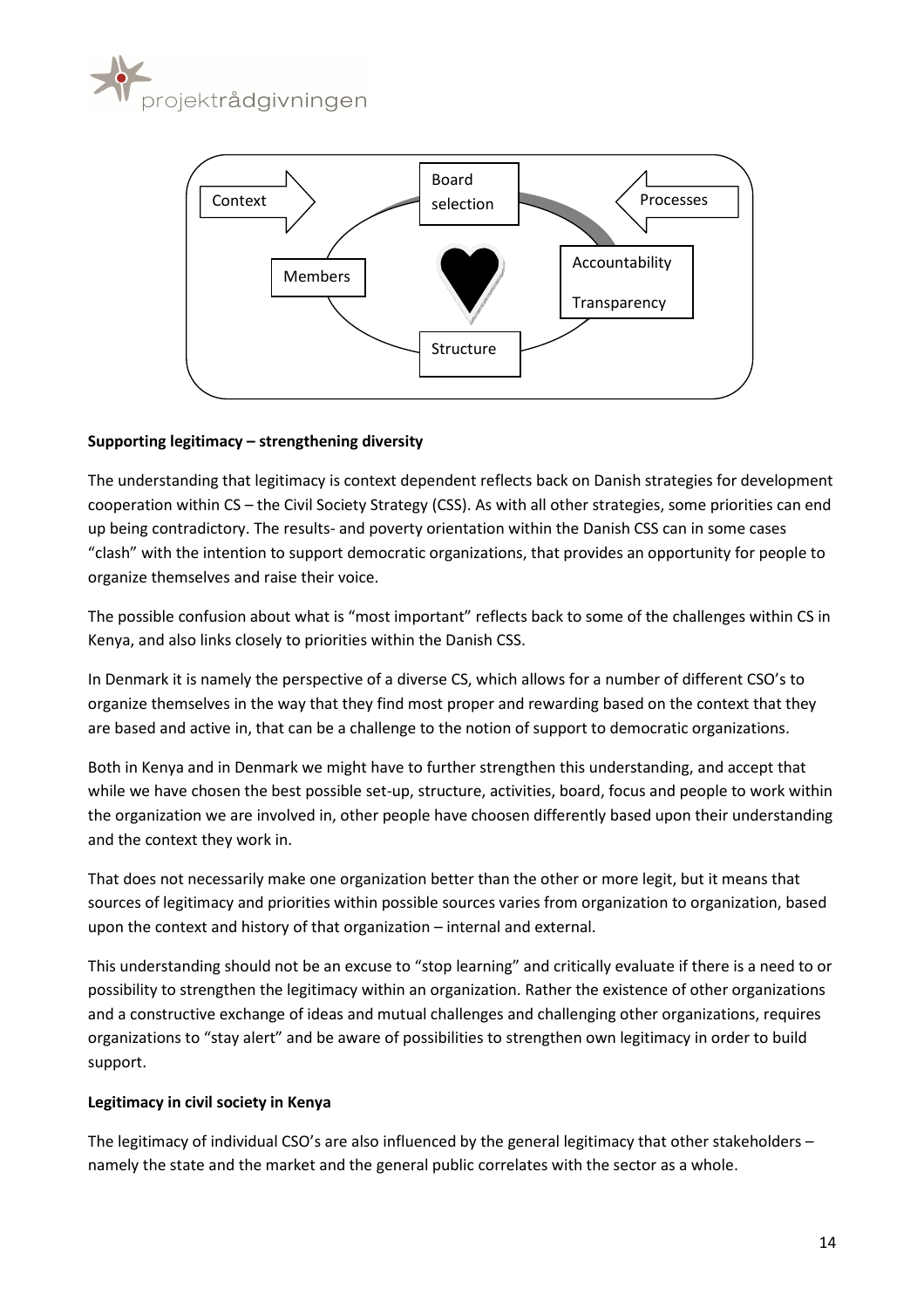Context

Board selection

Processes

Members

Accountability

Transparency

Structure

**Supporting legitimacy – strengthening diversity**

The understanding that legitimacy is context dependent reflects back on Danish strategies for development cooperation within CS – the Civil Society Strategy (CSS). As with all other strategies, some priorities can end up being contradictory. The results- and poverty orientation within the Danish CSS can in some cases "clash" with the intention to support democratic organizations, that provides an opportunity for people to organize themselves and raise their voice.

The possible confusion about what is "most important" reflects back to some of the challenges within CS in Kenya, and also links closely to priorities within the Danish CSS.

In Denmark it is namely the perspective of a diverse CS, which allows for a number of different CSO's to organize themselves in the way that they find most proper and rewarding based on the context that they are based and active in, that can be a challenge to the notion of support to democratic organizations.

Both in Kenya and in Denmark we might have to further strengthen this understanding, and accept that while we have chosen the best possible set-up, structure, activities, board, focus and people to work within the organization we are involved in, other people have choosen differently based upon their understanding and the context they work in.

That does not necessarily make one organization better than the other or more legit, but it means that sources of legitimacy and priorities within possible sources varies from organization to organization, based upon the context and history of that organization – internal and external.

This understanding should not be an excuse to "stop learning" and critically evaluate if there is a need to or possibility to strengthen the legitimacy within an organization. Rather the existence of other organizations and a constructive exchange of ideas and mutual challenges and challenging other organizations, requires organizations to "stay alert" and be aware of possibilities to strengthen own legitimacy in order to build support.

**Legitimacy in civil society in Kenya**

The legitimacy of individual CSO's are also influenced by the general legitimacy that other stakeholders – namely the state and the market and the general public correlates with the sector as a whole.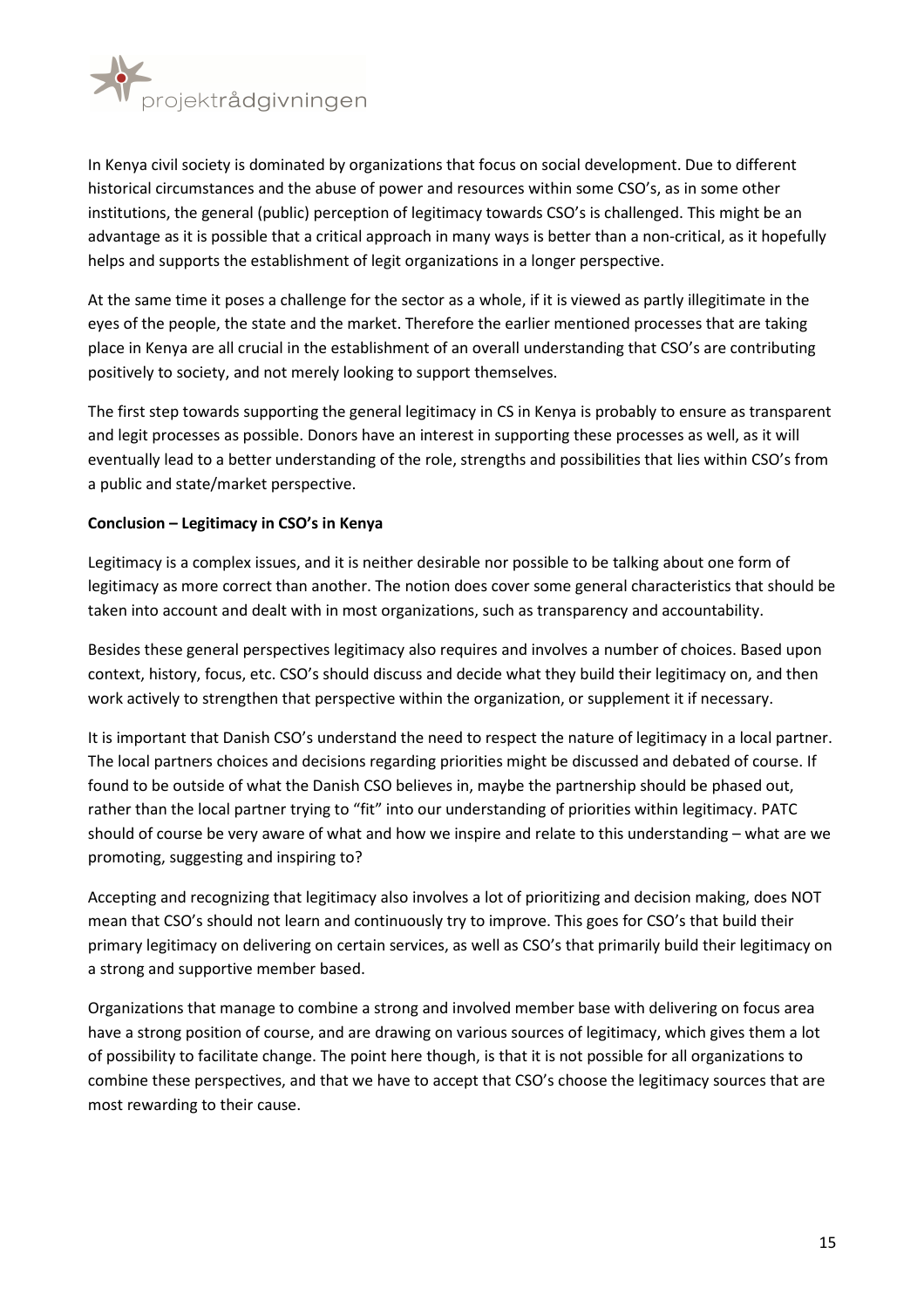In Kenya civil society is dominated by organizations that focus on social development. Due to different historical circumstances and the abuse of power and resources within some CSO's, as in some other institutions, the general (public) perception of legitimacy towards CSO's is challenged. This might be an advantage as it is possible that a critical approach in many ways is better than a non-critical, as it hopefully helps and supports the establishment of legit organizations in a longer perspective.

At the same time it poses a challenge for the sector as a whole, if it is viewed as partly illegitimate in the eyes of the people, the state and the market. Therefore the earlier mentioned processes that are taking place in Kenya are all crucial in the establishment of an overall understanding that CSO's are contributing positively to society, and not merely looking to support themselves.

The first step towards supporting the general legitimacy in CS in Kenya is probably to ensure as transparent and legit processes as possible. Donors have an interest in supporting these processes as well, as it will eventually lead to a better understanding of the role, strengths and possibilities that lies within CSO's from a public and state/market perspective.

**Conclusion – Legitimacy in CSO's in Kenya**

Legitimacy is a complex issues, and it is neither desirable nor possible to be talking about one form of legitimacy as more correct than another. The notion does cover some general characteristics that should be taken into account and dealt with in most organizations, such as transparency and accountability.

Besides these general perspectives legitimacy also requires and involves a number of choices. Based upon context, history, focus, etc. CSO's should discuss and decide what they build their legitimacy on, and then work actively to strengthen that perspective within the organization, or supplement it if necessary.

It is important that Danish CSO's understand the need to respect the nature of legitimacy in a local partner. The local partners choices and decisions regarding priorities might be discussed and debated of course. If found to be outside of what the Danish CSO believes in, maybe the partnership should be phased out, rather than the local partner trying to "fit" into our understanding of priorities within legitimacy. PATC should of course be very aware of what and how we inspire and relate to this understanding – what are we promoting, suggesting and inspiring to?

Accepting and recognizing that legitimacy also involves a lot of prioritizing and decision making, does NOT mean that CSO's should not learn and continuously try to improve. This goes for CSO's that build their primary legitimacy on delivering on certain services, as well as CSO's that primarily build their legitimacy on a strong and supportive member based.

Organizations that manage to combine a strong and involved member base with delivering on focus area have a strong position of course, and are drawing on various sources of legitimacy, which gives them a lot of possibility to facilitate change. The point here though, is that it is not possible for all organizations to combine these perspectives, and that we have to accept that CSO's choose the legitimacy sources that are most rewarding to their cause.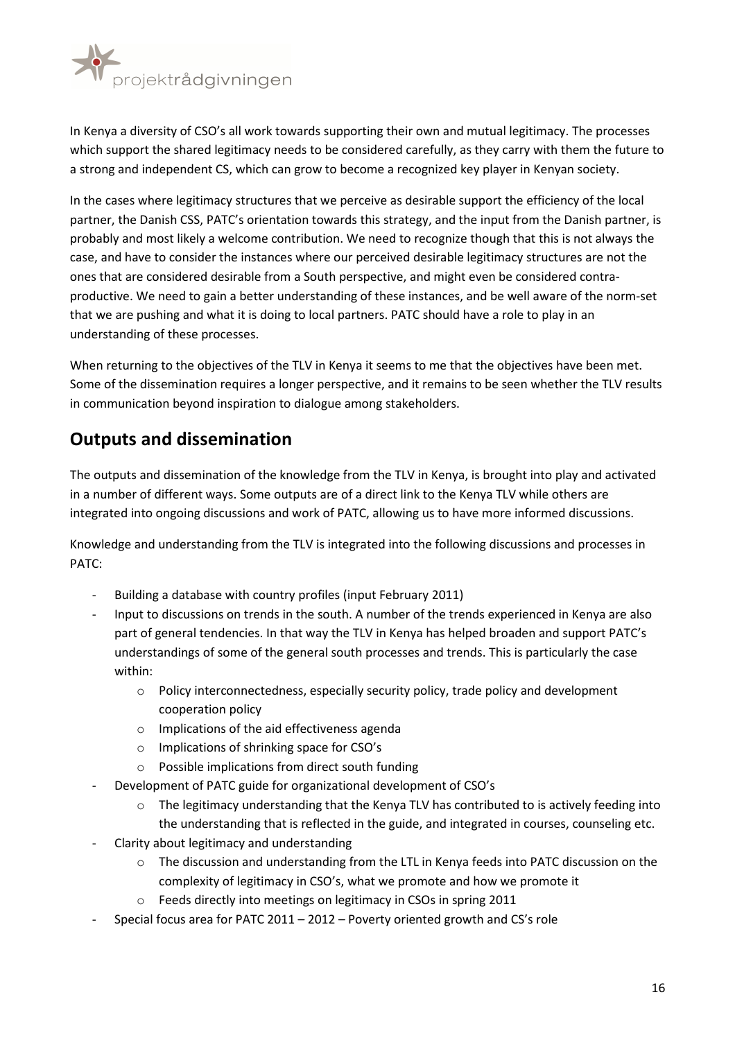In Kenya a diversity of CSO's all work towards supporting their own and mutual legitimacy. The processes which support the shared legitimacy needs to be considered carefully, as they carry with them the future to a strong and independent CS, which can grow to become a recognized key player in Kenyan society.

In the cases where legitimacy structures that we perceive as desirable support the efficiency of the local partner, the Danish CSS, PATC's orientation towards this strategy, and the input from the Danish partner, is probably and most likely a welcome contribution. We need to recognize though that this is not always the case, and have to consider the instances where our perceived desirable legitimacy structures are not the ones that are considered desirable from a South perspective, and might even be considered contra-productive. We need to gain a better understanding of these instances, and be well aware of the norm-set that we are pushing and what it is doing to local partners. PATC should have a role to play in an understanding of these processes.

When returning to the objectives of the TLV in Kenya it seems to me that the objectives have been met. Some of the dissemination requires a longer perspective, and it remains to be seen whether the TLV results in communication beyond inspiration to dialogue among stakeholders.

## Outputs and dissemination

The outputs and dissemination of the knowledge from the TLV in Kenya, is brought into play and activated in a number of different ways. Some outputs are of a direct link to the Kenya TLV while others are integrated into ongoing discussions and work of PATC, allowing us to have more informed discussions.

Knowledge and understanding from the TLV is integrated into the following discussions and processes in PATC:

- Building a database with country profiles (input February 2011)
- Input to discussions on trends in the south. A number of the trends experienced in Kenya are also part of general tendencies. In that way the TLV in Kenya has helped broaden and support PATC's understandings of some of the general south processes and trends. This is particularly the case within:
  - Policy interconnectedness, especially security policy, trade policy and development cooperation policy
  - Implications of the aid effectiveness agenda
  - Implications of shrinking space for CSO's
  - Possible implications from direct south funding
- Development of PATC guide for organizational development of CSO's
  - The legitimacy understanding that the Kenya TLV has contributed to is actively feeding into the understanding that is reflected in the guide, and integrated in courses, counseling etc.
- Clarity about legitimacy and understanding
  - The discussion and understanding from the LTL in Kenya feeds into PATC discussion on the complexity of legitimacy in CSO's, what we promote and how we promote it
  - Feeds directly into meetings on legitimacy in CSOs in spring 2011
- Special focus area for PATC 2011 – 2012 – Poverty oriented growth and CS's role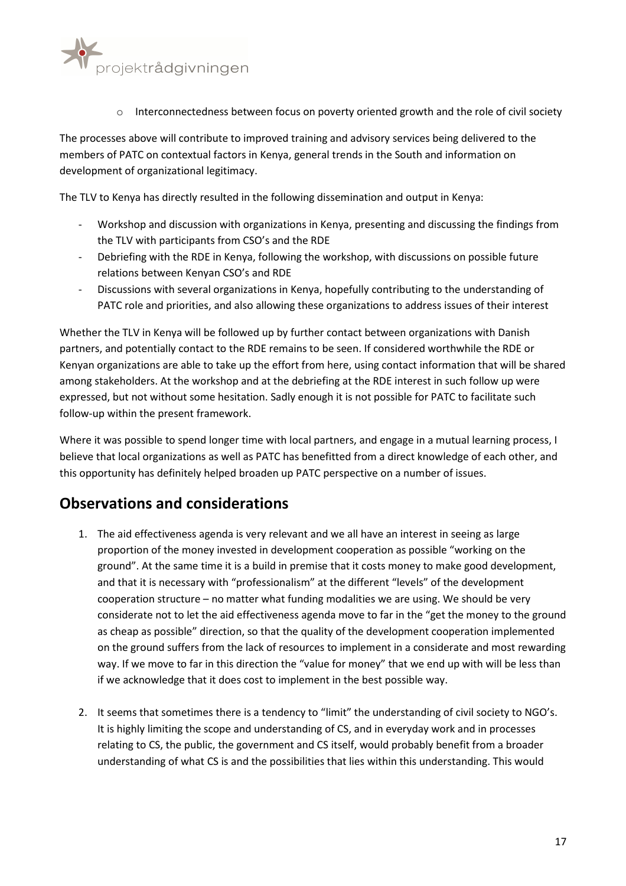- Interconnectedness between focus on poverty oriented growth and the role of civil society

The processes above will contribute to improved training and advisory services being delivered to the members of PATC on contextual factors in Kenya, general trends in the South and information on development of organizational legitimacy.

The TLV to Kenya has directly resulted in the following dissemination and output in Kenya:

- Workshop and discussion with organizations in Kenya, presenting and discussing the findings from the TLV with participants from CSO's and the RDE
- Debriefing with the RDE in Kenya, following the workshop, with discussions on possible future relations between Kenyan CSO's and RDE
- Discussions with several organizations in Kenya, hopefully contributing to the understanding of PATC role and priorities, and also allowing these organizations to address issues of their interest

Whether the TLV in Kenya will be followed up by further contact between organizations with Danish partners, and potentially contact to the RDE remains to be seen. If considered worthwhile the RDE or Kenyan organizations are able to take up the effort from here, using contact information that will be shared among stakeholders. At the workshop and at the debriefing at the RDE interest in such follow up were expressed, but not without some hesitation. Sadly enough it is not possible for PATC to facilitate such follow-up within the present framework.

Where it was possible to spend longer time with local partners, and engage in a mutual learning process, I believe that local organizations as well as PATC has benefitted from a direct knowledge of each other, and this opportunity has definitely helped broaden up PATC perspective on a number of issues.

## Observations and considerations

1. The aid effectiveness agenda is very relevant and we all have an interest in seeing as large proportion of the money invested in development cooperation as possible "working on the ground". At the same time it is a build in premise that it costs money to make good development, and that it is necessary with "professionalism" at the different "levels" of the development cooperation structure – no matter what funding modalities we are using. We should be very considerate not to let the aid effectiveness agenda move to far in the "get the money to the ground as cheap as possible" direction, so that the quality of the development cooperation implemented on the ground suffers from the lack of resources to implement in a considerate and most rewarding way. If we move to far in this direction the "value for money" that we end up with will be less than if we acknowledge that it does cost to implement in the best possible way.

2. It seems that sometimes there is a tendency to "limit" the understanding of civil society to NGO's. It is highly limiting the scope and understanding of CS, and in everyday work and in processes relating to CS, the public, the government and CS itself, would probably benefit from a broader understanding of what CS is and the possibilities that lies within this understanding. This would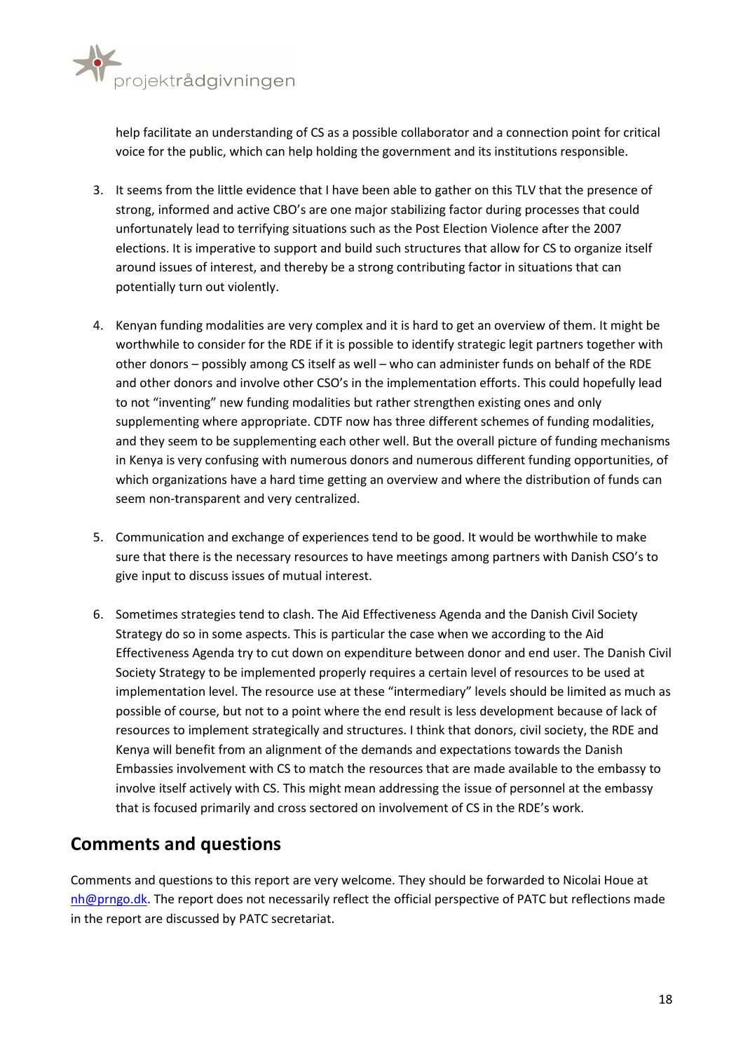help facilitate an understanding of CS as a possible collaborator and a connection point for critical voice for the public, which can help holding the government and its institutions responsible.

3. It seems from the little evidence that I have been able to gather on this TLV that the presence of strong, informed and active CBO's are one major stabilizing factor during processes that could unfortunately lead to terrifying situations such as the Post Election Violence after the 2007 elections. It is imperative to support and build such structures that allow for CS to organize itself around issues of interest, and thereby be a strong contributing factor in situations that can potentially turn out violently.

4. Kenyan funding modalities are very complex and it is hard to get an overview of them. It might be worthwhile to consider for the RDE if it is possible to identify strategic legit partners together with other donors – possibly among CS itself as well – who can administer funds on behalf of the RDE and other donors and involve other CSO's in the implementation efforts. This could hopefully lead to not "inventing" new funding modalities but rather strengthen existing ones and only supplementing where appropriate. CDTF now has three different schemes of funding modalities, and they seem to be supplementing each other well. But the overall picture of funding mechanisms in Kenya is very confusing with numerous donors and numerous different funding opportunities, of which organizations have a hard time getting an overview and where the distribution of funds can seem non-transparent and very centralized.

5. Communication and exchange of experiences tend to be good. It would be worthwhile to make sure that there is the necessary resources to have meetings among partners with Danish CSO's to give input to discuss issues of mutual interest.

6. Sometimes strategies tend to clash. The Aid Effectiveness Agenda and the Danish Civil Society Strategy do so in some aspects. This is particular the case when we according to the Aid Effectiveness Agenda try to cut down on expenditure between donor and end user. The Danish Civil Society Strategy to be implemented properly requires a certain level of resources to be used at implementation level. The resource use at these "intermediary" levels should be limited as much as possible of course, but not to a point where the end result is less development because of lack of resources to implement strategically and structures. I think that donors, civil society, the RDE and Kenya will benefit from an alignment of the demands and expectations towards the Danish Embassies involvement with CS to match the resources that are made available to the embassy to involve itself actively with CS. This might mean addressing the issue of personnel at the embassy that is focused primarily and cross sectored on involvement of CS in the RDE's work.

## Comments and questions

Comments and questions to this report are very welcome. They should be forwarded to Nicolai Houe at nh@prngo.dk. The report does not necessarily reflect the official perspective of PATC but reflections made in the report are discussed by PATC secretariat.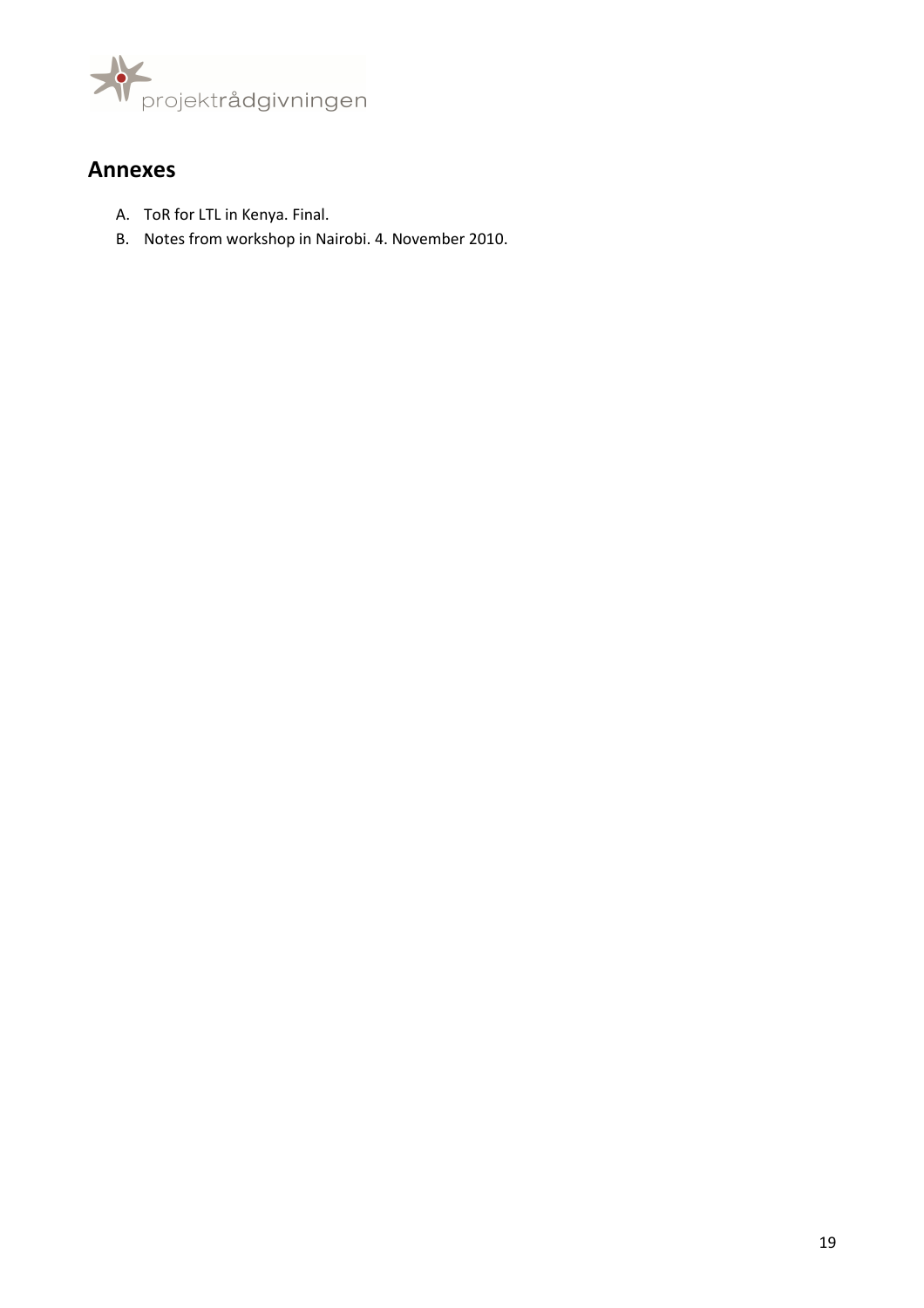## Annexes

A. ToR for LTL in Kenya. Final.
B. Notes from workshop in Nairobi. 4. November 2010.